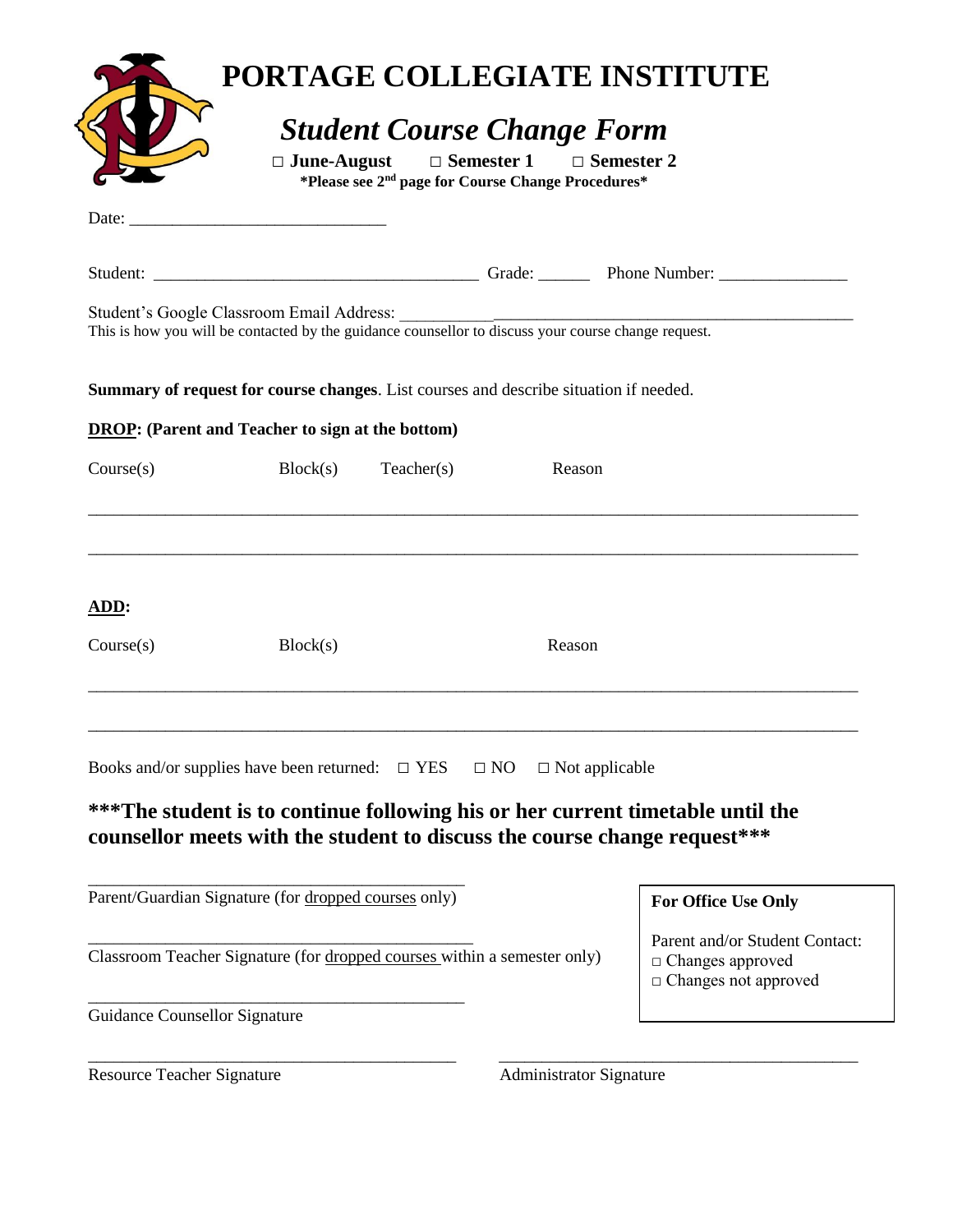# PORTAGE COLLEGIATE INSTITUTE

## *Student Course Change Form*

**□ June-August  □ Semester 1  □ Semester 2**

***Please see 2nd page for Course Change Procedures***

Date: ______________________________

Student: ______________________________________ Grade: ______ Phone Number: _______________

Student's Google Classroom Email Address: ______________________________________________________

This is how you will be contacted by the guidance counsellor to discuss your course change request.

**Summary of request for course changes**. List courses and describe situation if needed.

**DROP: (Parent and Teacher to sign at the bottom)**

Course(s)  Block(s)  Teacher(s)  Reason

_________________________________________________________________________________________

_________________________________________________________________________________________

**ADD:**

Course(s)  Block(s)  Reason

_________________________________________________________________________________________

_________________________________________________________________________________________

Books and/or supplies have been returned: □ YES □ NO □ Not applicable

**\*\*\*The student is to continue following his or her current timetable until the counsellor meets with the student to discuss the course change request\*\*\***

_____________________________________________

Parent/Guardian Signature (for dropped courses only)

_____________________________________________

Classroom Teacher Signature (for dropped courses within a semester only)

_____________________________________________

Guidance Counsellor Signature

_____________________________________________

Resource Teacher Signature

_____________________________________________

Administrator Signature

**For Office Use Only**

Parent and/or Student Contact:
□ Changes approved
□ Changes not approved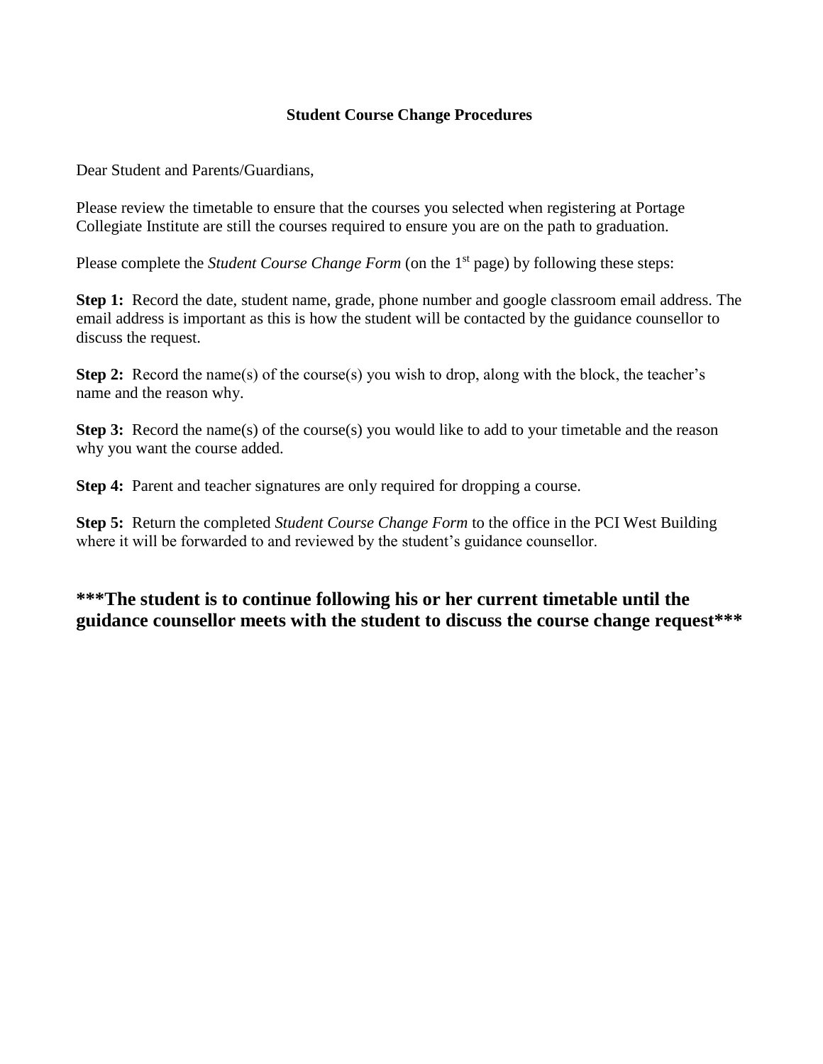# Student Course Change Procedures

Dear Student and Parents/Guardians,

Please review the timetable to ensure that the courses you selected when registering at Portage Collegiate Institute are still the courses required to ensure you are on the path to graduation.

Please complete the *Student Course Change Form* (on the 1st page) by following these steps:

**Step 1:** Record the date, student name, grade, phone number and google classroom email address. The email address is important as this is how the student will be contacted by the guidance counsellor to discuss the request.

**Step 2:** Record the name(s) of the course(s) you wish to drop, along with the block, the teacher's name and the reason why.

**Step 3:** Record the name(s) of the course(s) you would like to add to your timetable and the reason why you want the course added.

**Step 4:** Parent and teacher signatures are only required for dropping a course.

**Step 5:** Return the completed *Student Course Change Form* to the office in the PCI West Building where it will be forwarded to and reviewed by the student's guidance counsellor.

**\*\*\*The student is to continue following his or her current timetable until the guidance counsellor meets with the student to discuss the course change request\*\*\***